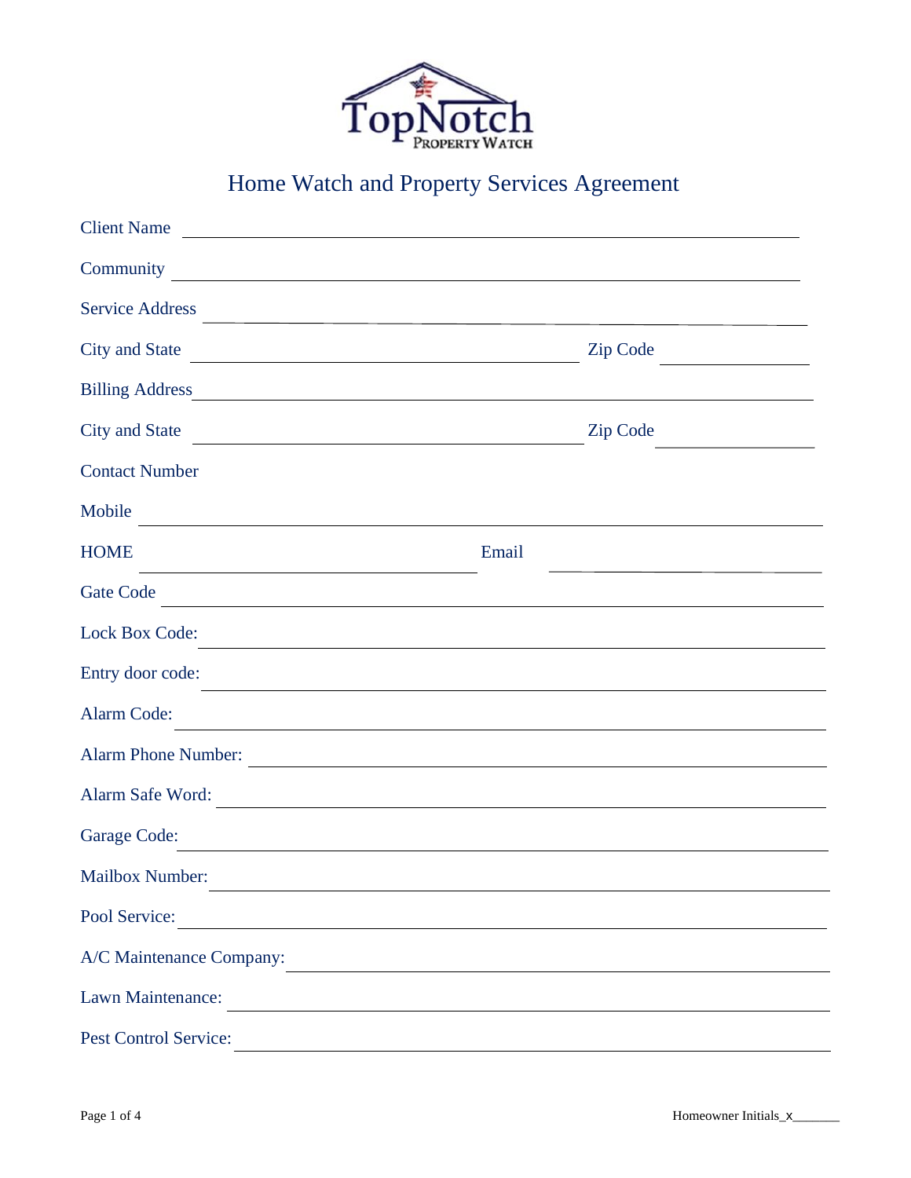TopNotch PROPERTY WATCH

# Home Watch and Property Services Agreement

Client Name ____________________________________________

Community ____________________________________________

Service Address ____________________________________________

City and State ______________________________ Zip Code ______________

Billing Address ____________________________________________

City and State ______________________________ Zip Code ______________

Contact Number

Mobile ____________________________________________

HOME ______________________________ Email ______________________________

Gate Code ____________________________________________

Lock Box Code: ____________________________________________

Entry door code: ____________________________________________

Alarm Code: ____________________________________________

Alarm Phone Number: ____________________________________________

Alarm Safe Word: ____________________________________________

Garage Code: ____________________________________________

Mailbox Number: ____________________________________________

Pool Service: ____________________________________________

A/C Maintenance Company: ____________________________________________

Lawn Maintenance: ____________________________________________

Pest Control Service: ____________________________________________

Homeowner Initials_x_______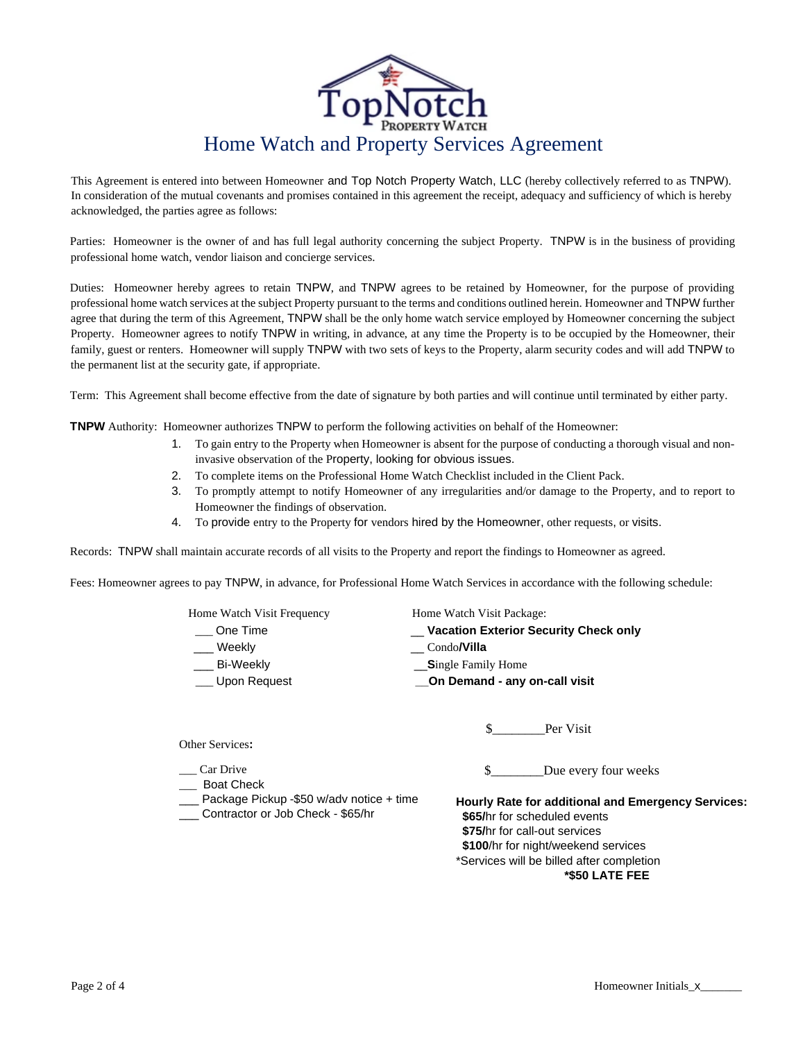# Home Watch and Property Services Agreement

This Agreement is entered into between Homeowner and Top Notch Property Watch, LLC (hereby collectively referred to as TNPW). In consideration of the mutual covenants and promises contained in this agreement the receipt, adequacy and sufficiency of which is hereby acknowledged, the parties agree as follows:

Parties: Homeowner is the owner of and has full legal authority concerning the subject Property. TNPW is in the business of providing professional home watch, vendor liaison and concierge services.

Duties: Homeowner hereby agrees to retain TNPW, and TNPW agrees to be retained by Homeowner, for the purpose of providing professional home watch services at the subject Property pursuant to the terms and conditions outlined herein. Homeowner and TNPW further agree that during the term of this Agreement, TNPW shall be the only home watch service employed by Homeowner concerning the subject Property. Homeowner agrees to notify TNPW in writing, in advance, at any time the Property is to be occupied by the Homeowner, their family, guest or renters. Homeowner will supply TNPW with two sets of keys to the Property, alarm security codes and will add TNPW to the permanent list at the security gate, if appropriate.

Term: This Agreement shall become effective from the date of signature by both parties and will continue until terminated by either party.

**TNPW** Authority: Homeowner authorizes TNPW to perform the following activities on behalf of the Homeowner:

1. To gain entry to the Property when Homeowner is absent for the purpose of conducting a thorough visual and non-invasive observation of the Property, looking for obvious issues.
2. To complete items on the Professional Home Watch Checklist included in the Client Pack.
3. To promptly attempt to notify Homeowner of any irregularities and/or damage to the Property, and to report to Homeowner the findings of observation.
4. To provide entry to the Property for vendors hired by the Homeowner, other requests, or visits.

Records: TNPW shall maintain accurate records of all visits to the Property and report the findings to Homeowner as agreed.

Fees: Homeowner agrees to pay TNPW, in advance, for Professional Home Watch Services in accordance with the following schedule:

Home Watch Visit Frequency

___ One Time
___ Weekly
___ Bi-Weekly
___ Upon Request

Home Watch Visit Package:

__ **Vacation Exterior Security Check only**
__ Condo**/Villa**
__**S**ingle Family Home
__**On Demand - any on-call visit**

$________Per Visit

Other Services**:**

___ Car Drive
___ Boat Check
___ Package Pickup -$50 w/adv notice + time
___ Contractor or Job Check - $65/hr

$________Due every four weeks

**Hourly Rate for additional and Emergency Services:**
**$65/**hr for scheduled events
**$75/**hr for call-out services
**$100**/hr for night/weekend services
*Services will be billed after completion
**\*$50 LATE FEE**

Homeowner Initials_x_______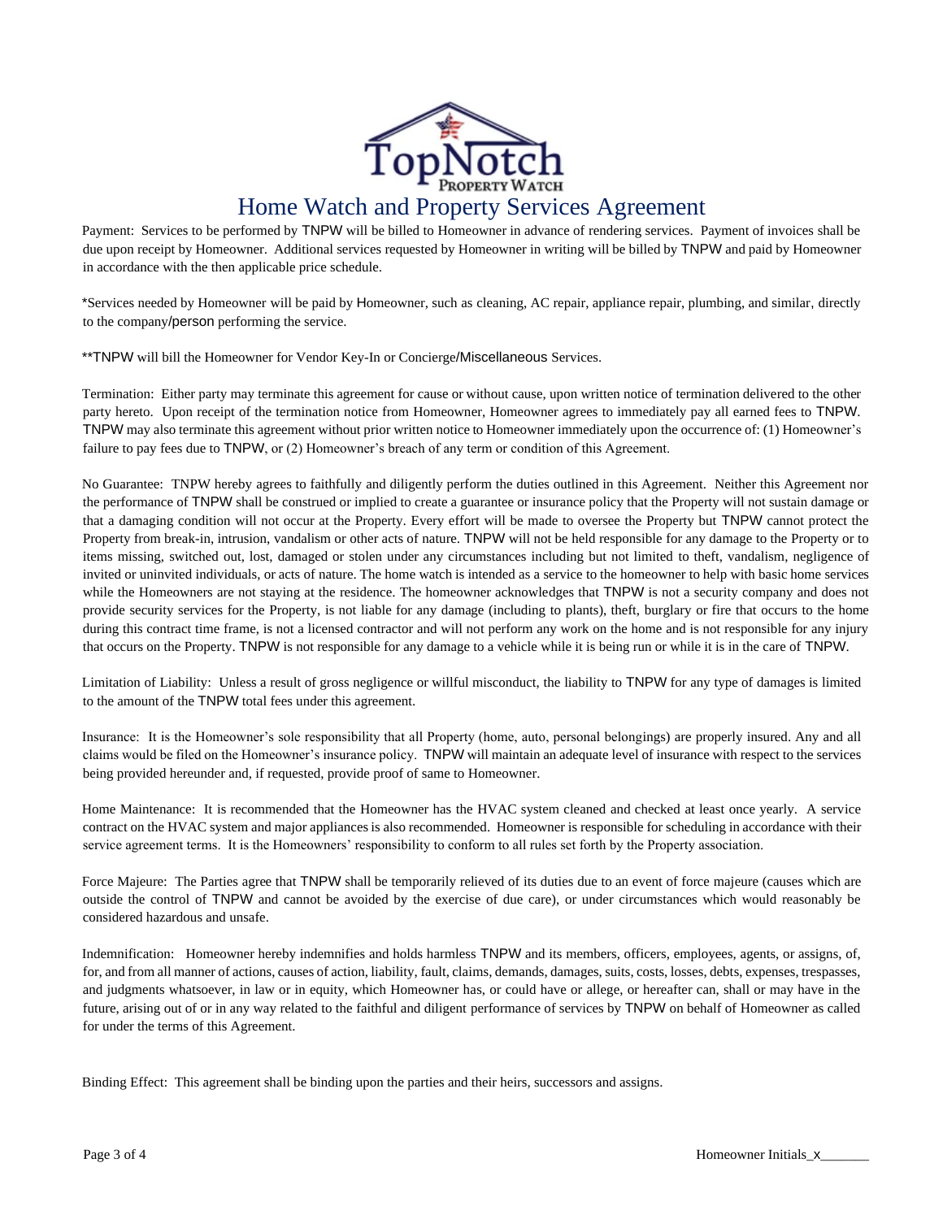# Home Watch and Property Services Agreement

Payment: Services to be performed by TNPW will be billed to Homeowner in advance of rendering services. Payment of invoices shall be due upon receipt by Homeowner. Additional services requested by Homeowner in writing will be billed by TNPW and paid by Homeowner in accordance with the then applicable price schedule.

*Services needed by Homeowner will be paid by Homeowner, such as cleaning, AC repair, appliance repair, plumbing, and similar, directly to the company/person performing the service.

**TNPW will bill the Homeowner for Vendor Key-In or Concierge/Miscellaneous Services.

Termination: Either party may terminate this agreement for cause or without cause, upon written notice of termination delivered to the other party hereto. Upon receipt of the termination notice from Homeowner, Homeowner agrees to immediately pay all earned fees to TNPW. TNPW may also terminate this agreement without prior written notice to Homeowner immediately upon the occurrence of: (1) Homeowner's failure to pay fees due to TNPW, or (2) Homeowner's breach of any term or condition of this Agreement.

No Guarantee: TNPW hereby agrees to faithfully and diligently perform the duties outlined in this Agreement. Neither this Agreement nor the performance of TNPW shall be construed or implied to create a guarantee or insurance policy that the Property will not sustain damage or that a damaging condition will not occur at the Property. Every effort will be made to oversee the Property but TNPW cannot protect the Property from break-in, intrusion, vandalism or other acts of nature. TNPW will not be held responsible for any damage to the Property or to items missing, switched out, lost, damaged or stolen under any circumstances including but not limited to theft, vandalism, negligence of invited or uninvited individuals, or acts of nature. The home watch is intended as a service to the homeowner to help with basic home services while the Homeowners are not staying at the residence. The homeowner acknowledges that TNPW is not a security company and does not provide security services for the Property, is not liable for any damage (including to plants), theft, burglary or fire that occurs to the home during this contract time frame, is not a licensed contractor and will not perform any work on the home and is not responsible for any injury that occurs on the Property. TNPW is not responsible for any damage to a vehicle while it is being run or while it is in the care of TNPW.

Limitation of Liability: Unless a result of gross negligence or willful misconduct, the liability to TNPW for any type of damages is limited to the amount of the TNPW total fees under this agreement.

Insurance: It is the Homeowner's sole responsibility that all Property (home, auto, personal belongings) are properly insured. Any and all claims would be filed on the Homeowner's insurance policy. TNPW will maintain an adequate level of insurance with respect to the services being provided hereunder and, if requested, provide proof of same to Homeowner.

Home Maintenance: It is recommended that the Homeowner has the HVAC system cleaned and checked at least once yearly. A service contract on the HVAC system and major appliances is also recommended. Homeowner is responsible for scheduling in accordance with their service agreement terms. It is the Homeowners' responsibility to conform to all rules set forth by the Property association.

Force Majeure: The Parties agree that TNPW shall be temporarily relieved of its duties due to an event of force majeure (causes which are outside the control of TNPW and cannot be avoided by the exercise of due care), or under circumstances which would reasonably be considered hazardous and unsafe.

Indemnification: Homeowner hereby indemnifies and holds harmless TNPW and its members, officers, employees, agents, or assigns, of, for, and from all manner of actions, causes of action, liability, fault, claims, demands, damages, suits, costs, losses, debts, expenses, trespasses, and judgments whatsoever, in law or in equity, which Homeowner has, or could have or allege, or hereafter can, shall or may have in the future, arising out of or in any way related to the faithful and diligent performance of services by TNPW on behalf of Homeowner as called for under the terms of this Agreement.

Binding Effect: This agreement shall be binding upon the parties and their heirs, successors and assigns.

Homeowner Initials_x_______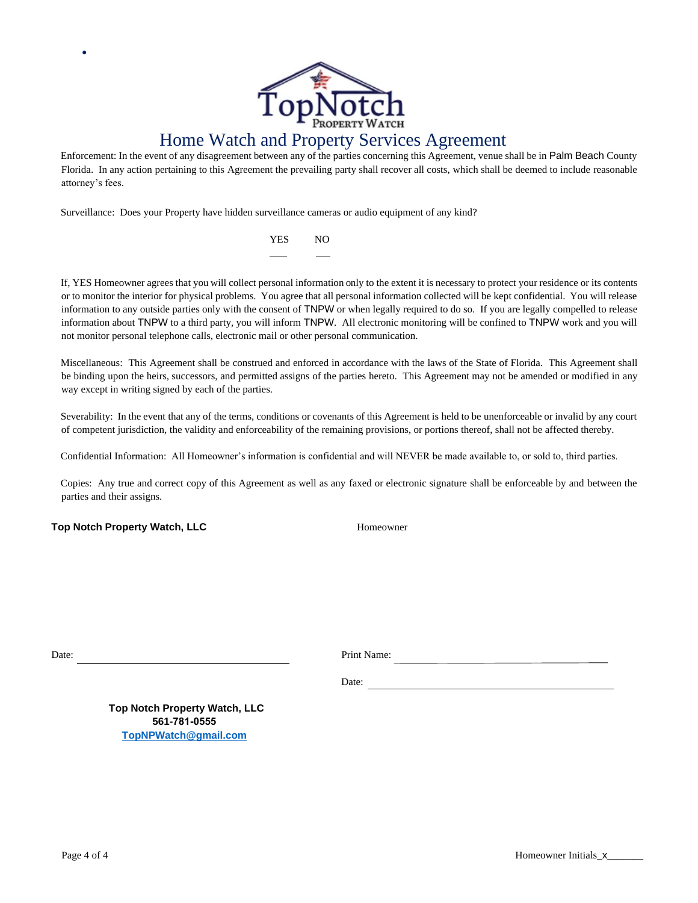# Home Watch and Property Services Agreement

Enforcement: In the event of any disagreement between any of the parties concerning this Agreement, venue shall be in Palm Beach County Florida. In any action pertaining to this Agreement the prevailing party shall recover all costs, which shall be deemed to include reasonable attorney's fees.

Surveillance: Does your Property have hidden surveillance cameras or audio equipment of any kind?

YES ___ NO ___

If, YES Homeowner agrees that you will collect personal information only to the extent it is necessary to protect your residence or its contents or to monitor the interior for physical problems. You agree that all personal information collected will be kept confidential. You will release information to any outside parties only with the consent of TNPW or when legally required to do so. If you are legally compelled to release information about TNPW to a third party, you will inform TNPW. All electronic monitoring will be confined to TNPW work and you will not monitor personal telephone calls, electronic mail or other personal communication.

Miscellaneous: This Agreement shall be construed and enforced in accordance with the laws of the State of Florida. This Agreement shall be binding upon the heirs, successors, and permitted assigns of the parties hereto. This Agreement may not be amended or modified in any way except in writing signed by each of the parties.

Severability: In the event that any of the terms, conditions or covenants of this Agreement is held to be unenforceable or invalid by any court of competent jurisdiction, the validity and enforceability of the remaining provisions, or portions thereof, shall not be affected thereby.

Confidential Information: All Homeowner's information is confidential and will NEVER be made available to, or sold to, third parties.

Copies: Any true and correct copy of this Agreement as well as any faxed or electronic signature shall be enforceable by and between the parties and their assigns.

**Top Notch Property Watch, LLC**

Date: ______________________________

Homeowner

Print Name: ______________________________

Date: ______________________________

**Top Notch Property Watch, LLC**
**561-781-0555**
**TopNPWatch@gmail.com**

Homeowner Initials_x_______